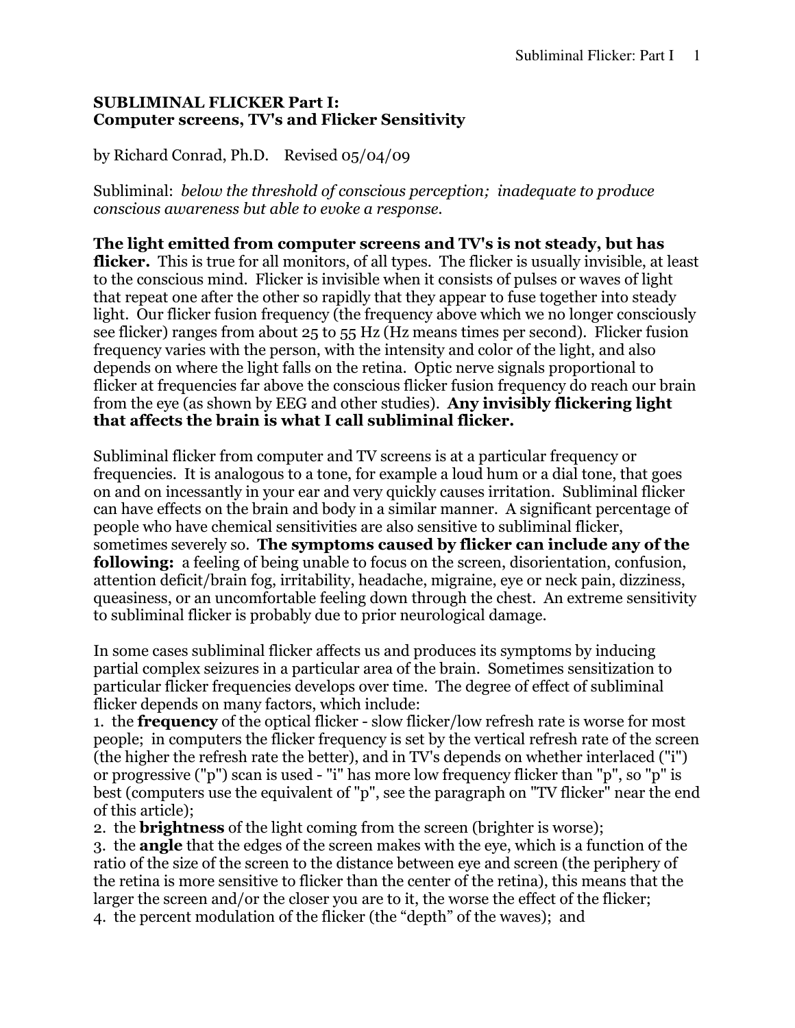# SUBLIMINAL FLICKER Part I: Computer screens, TV's and Flicker Sensitivity

by Richard Conrad, Ph.D. Revised 05/04/09

Subliminal: *below the threshold of conscious perception; inadequate to produce conscious awareness but able to evoke a response.*

**The light emitted from computer screens and TV's is not steady, but has flicker.** This is true for all monitors, of all types. The flicker is usually invisible, at least to the conscious mind. Flicker is invisible when it consists of pulses or waves of light that repeat one after the other so rapidly that they appear to fuse together into steady light. Our flicker fusion frequency (the frequency above which we no longer consciously see flicker) ranges from about 25 to 55 Hz (Hz means times per second). Flicker fusion frequency varies with the person, with the intensity and color of the light, and also depends on where the light falls on the retina. Optic nerve signals proportional to flicker at frequencies far above the conscious flicker fusion frequency do reach our brain from the eye (as shown by EEG and other studies). **Any invisibly flickering light that affects the brain is what I call subliminal flicker.**

Subliminal flicker from computer and TV screens is at a particular frequency or frequencies. It is analogous to a tone, for example a loud hum or a dial tone, that goes on and on incessantly in your ear and very quickly causes irritation. Subliminal flicker can have effects on the brain and body in a similar manner. A significant percentage of people who have chemical sensitivities are also sensitive to subliminal flicker, sometimes severely so. **The symptoms caused by flicker can include any of the following:** a feeling of being unable to focus on the screen, disorientation, confusion, attention deficit/brain fog, irritability, headache, migraine, eye or neck pain, dizziness, queasiness, or an uncomfortable feeling down through the chest. An extreme sensitivity to subliminal flicker is probably due to prior neurological damage.

In some cases subliminal flicker affects us and produces its symptoms by inducing partial complex seizures in a particular area of the brain. Sometimes sensitization to particular flicker frequencies develops over time. The degree of effect of subliminal flicker depends on many factors, which include:

1. the **frequency** of the optical flicker - slow flicker/low refresh rate is worse for most people; in computers the flicker frequency is set by the vertical refresh rate of the screen (the higher the refresh rate the better), and in TV's depends on whether interlaced ("i") or progressive ("p") scan is used - "i" has more low frequency flicker than "p", so "p" is best (computers use the equivalent of "p", see the paragraph on "TV flicker" near the end of this article);
2. the **brightness** of the light coming from the screen (brighter is worse);
3. the **angle** that the edges of the screen makes with the eye, which is a function of the ratio of the size of the screen to the distance between eye and screen (the periphery of the retina is more sensitive to flicker than the center of the retina), this means that the larger the screen and/or the closer you are to it, the worse the effect of the flicker;
4. the percent modulation of the flicker (the "depth" of the waves); and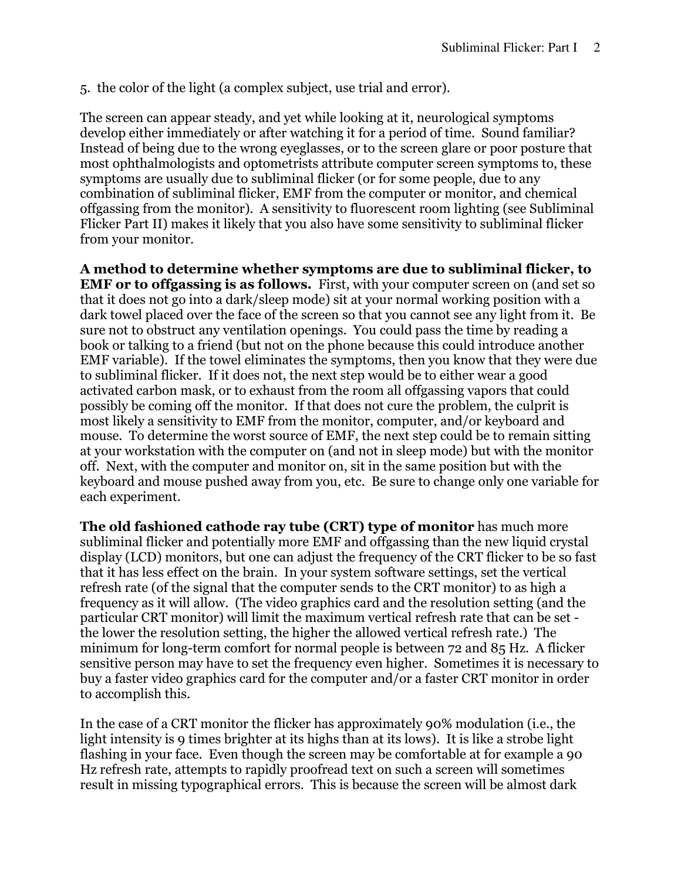5. the color of the light (a complex subject, use trial and error).

The screen can appear steady, and yet while looking at it, neurological symptoms develop either immediately or after watching it for a period of time. Sound familiar? Instead of being due to the wrong eyeglasses, or to the screen glare or poor posture that most ophthalmologists and optometrists attribute computer screen symptoms to, these symptoms are usually due to subliminal flicker (or for some people, due to any combination of subliminal flicker, EMF from the computer or monitor, and chemical offgassing from the monitor). A sensitivity to fluorescent room lighting (see Subliminal Flicker Part II) makes it likely that you also have some sensitivity to subliminal flicker from your monitor.

**A method to determine whether symptoms are due to subliminal flicker, to EMF or to offgassing is as follows.** First, with your computer screen on (and set so that it does not go into a dark/sleep mode) sit at your normal working position with a dark towel placed over the face of the screen so that you cannot see any light from it. Be sure not to obstruct any ventilation openings. You could pass the time by reading a book or talking to a friend (but not on the phone because this could introduce another EMF variable). If the towel eliminates the symptoms, then you know that they were due to subliminal flicker. If it does not, the next step would be to either wear a good activated carbon mask, or to exhaust from the room all offgassing vapors that could possibly be coming off the monitor. If that does not cure the problem, the culprit is most likely a sensitivity to EMF from the monitor, computer, and/or keyboard and mouse. To determine the worst source of EMF, the next step could be to remain sitting at your workstation with the computer on (and not in sleep mode) but with the monitor off. Next, with the computer and monitor on, sit in the same position but with the keyboard and mouse pushed away from you, etc. Be sure to change only one variable for each experiment.

**The old fashioned cathode ray tube (CRT) type of monitor** has much more subliminal flicker and potentially more EMF and offgassing than the new liquid crystal display (LCD) monitors, but one can adjust the frequency of the CRT flicker to be so fast that it has less effect on the brain. In your system software settings, set the vertical refresh rate (of the signal that the computer sends to the CRT monitor) to as high a frequency as it will allow. (The video graphics card and the resolution setting (and the particular CRT monitor) will limit the maximum vertical refresh rate that can be set - the lower the resolution setting, the higher the allowed vertical refresh rate.) The minimum for long-term comfort for normal people is between 72 and 85 Hz. A flicker sensitive person may have to set the frequency even higher. Sometimes it is necessary to buy a faster video graphics card for the computer and/or a faster CRT monitor in order to accomplish this.

In the case of a CRT monitor the flicker has approximately 90% modulation (i.e., the light intensity is 9 times brighter at its highs than at its lows). It is like a strobe light flashing in your face. Even though the screen may be comfortable at for example a 90 Hz refresh rate, attempts to rapidly proofread text on such a screen will sometimes result in missing typographical errors. This is because the screen will be almost dark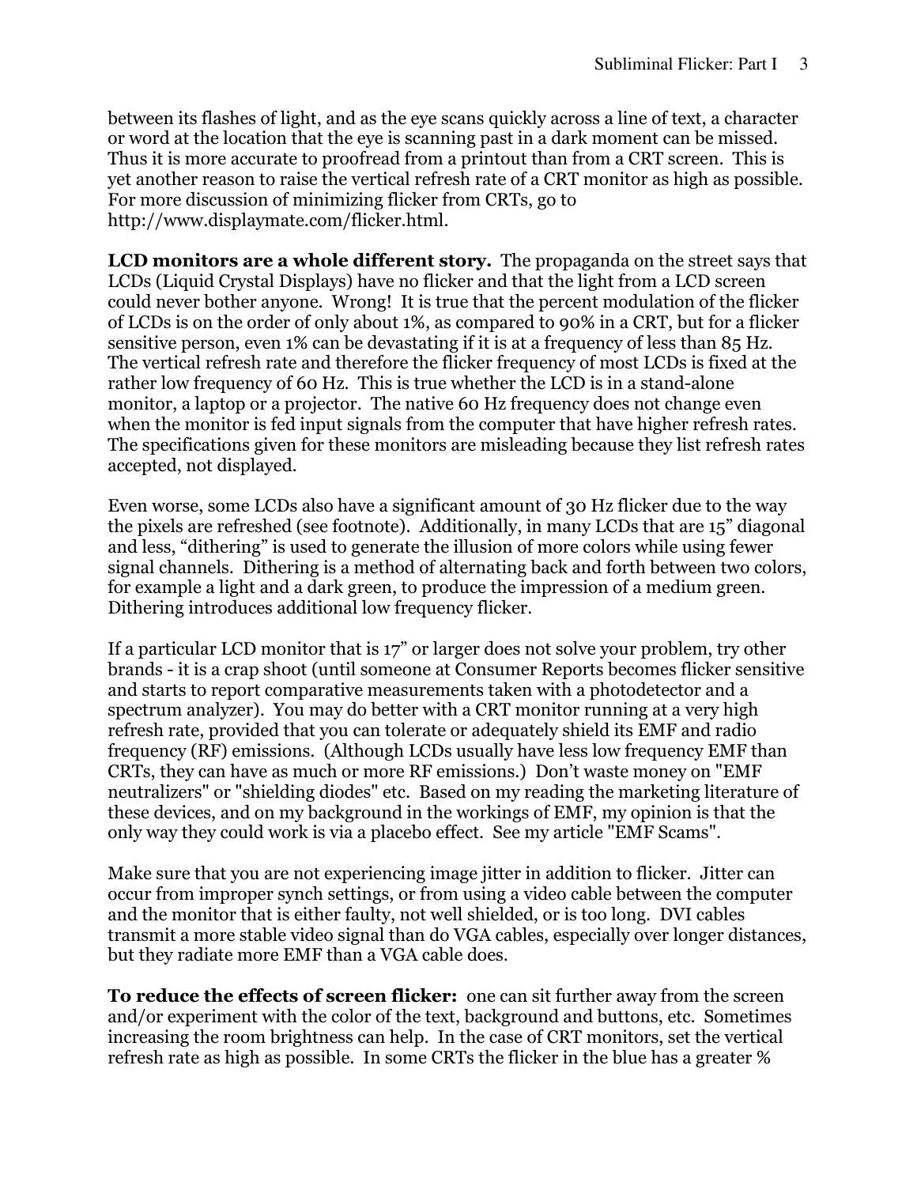between its flashes of light, and as the eye scans quickly across a line of text, a character or word at the location that the eye is scanning past in a dark moment can be missed. Thus it is more accurate to proofread from a printout than from a CRT screen. This is yet another reason to raise the vertical refresh rate of a CRT monitor as high as possible. For more discussion of minimizing flicker from CRTs, go to http://www.displaymate.com/flicker.html.

**LCD monitors are a whole different story.** The propaganda on the street says that LCDs (Liquid Crystal Displays) have no flicker and that the light from a LCD screen could never bother anyone. Wrong! It is true that the percent modulation of the flicker of LCDs is on the order of only about 1%, as compared to 90% in a CRT, but for a flicker sensitive person, even 1% can be devastating if it is at a frequency of less than 85 Hz. The vertical refresh rate and therefore the flicker frequency of most LCDs is fixed at the rather low frequency of 60 Hz. This is true whether the LCD is in a stand-alone monitor, a laptop or a projector. The native 60 Hz frequency does not change even when the monitor is fed input signals from the computer that have higher refresh rates. The specifications given for these monitors are misleading because they list refresh rates accepted, not displayed.

Even worse, some LCDs also have a significant amount of 30 Hz flicker due to the way the pixels are refreshed (see footnote). Additionally, in many LCDs that are 15" diagonal and less, "dithering" is used to generate the illusion of more colors while using fewer signal channels. Dithering is a method of alternating back and forth between two colors, for example a light and a dark green, to produce the impression of a medium green. Dithering introduces additional low frequency flicker.

If a particular LCD monitor that is 17" or larger does not solve your problem, try other brands - it is a crap shoot (until someone at Consumer Reports becomes flicker sensitive and starts to report comparative measurements taken with a photodetector and a spectrum analyzer). You may do better with a CRT monitor running at a very high refresh rate, provided that you can tolerate or adequately shield its EMF and radio frequency (RF) emissions. (Although LCDs usually have less low frequency EMF than CRTs, they can have as much or more RF emissions.) Don't waste money on "EMF neutralizers" or "shielding diodes" etc. Based on my reading the marketing literature of these devices, and on my background in the workings of EMF, my opinion is that the only way they could work is via a placebo effect. See my article "EMF Scams".

Make sure that you are not experiencing image jitter in addition to flicker. Jitter can occur from improper synch settings, or from using a video cable between the computer and the monitor that is either faulty, not well shielded, or is too long. DVI cables transmit a more stable video signal than do VGA cables, especially over longer distances, but they radiate more EMF than a VGA cable does.

**To reduce the effects of screen flicker:** one can sit further away from the screen and/or experiment with the color of the text, background and buttons, etc. Sometimes increasing the room brightness can help. In the case of CRT monitors, set the vertical refresh rate as high as possible. In some CRTs the flicker in the blue has a greater %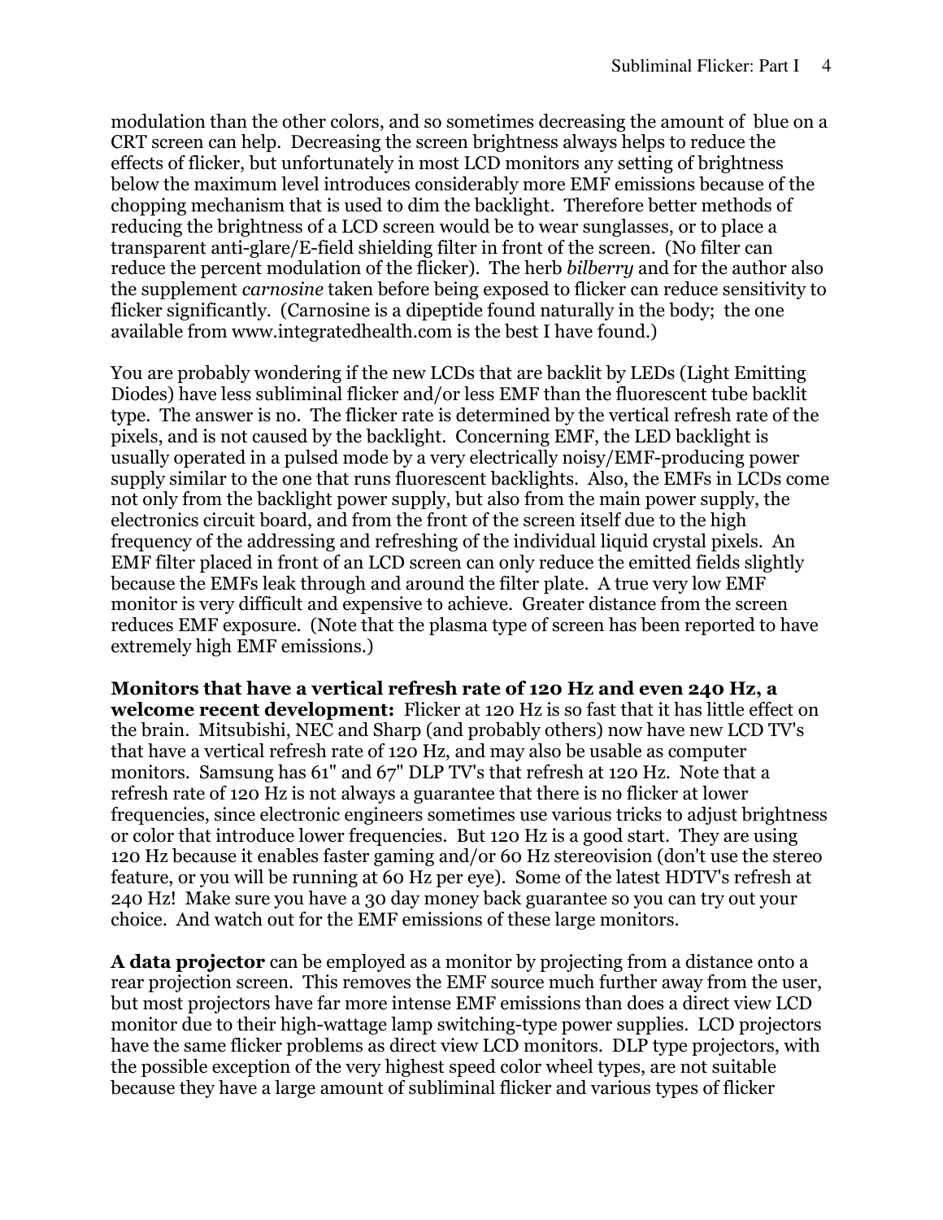modulation than the other colors, and so sometimes decreasing the amount of blue on a CRT screen can help. Decreasing the screen brightness always helps to reduce the effects of flicker, but unfortunately in most LCD monitors any setting of brightness below the maximum level introduces considerably more EMF emissions because of the chopping mechanism that is used to dim the backlight. Therefore better methods of reducing the brightness of a LCD screen would be to wear sunglasses, or to place a transparent anti-glare/E-field shielding filter in front of the screen. (No filter can reduce the percent modulation of the flicker). The herb *bilberry* and for the author also the supplement *carnosine* taken before being exposed to flicker can reduce sensitivity to flicker significantly. (Carnosine is a dipeptide found naturally in the body; the one available from www.integratedhealth.com is the best I have found.)

You are probably wondering if the new LCDs that are backlit by LEDs (Light Emitting Diodes) have less subliminal flicker and/or less EMF than the fluorescent tube backlit type. The answer is no. The flicker rate is determined by the vertical refresh rate of the pixels, and is not caused by the backlight. Concerning EMF, the LED backlight is usually operated in a pulsed mode by a very electrically noisy/EMF-producing power supply similar to the one that runs fluorescent backlights. Also, the EMFs in LCDs come not only from the backlight power supply, but also from the main power supply, the electronics circuit board, and from the front of the screen itself due to the high frequency of the addressing and refreshing of the individual liquid crystal pixels. An EMF filter placed in front of an LCD screen can only reduce the emitted fields slightly because the EMFs leak through and around the filter plate. A true very low EMF monitor is very difficult and expensive to achieve. Greater distance from the screen reduces EMF exposure. (Note that the plasma type of screen has been reported to have extremely high EMF emissions.)

**Monitors that have a vertical refresh rate of 120 Hz and even 240 Hz, a welcome recent development:** Flicker at 120 Hz is so fast that it has little effect on the brain. Mitsubishi, NEC and Sharp (and probably others) now have new LCD TV's that have a vertical refresh rate of 120 Hz, and may also be usable as computer monitors. Samsung has 61" and 67" DLP TV's that refresh at 120 Hz. Note that a refresh rate of 120 Hz is not always a guarantee that there is no flicker at lower frequencies, since electronic engineers sometimes use various tricks to adjust brightness or color that introduce lower frequencies. But 120 Hz is a good start. They are using 120 Hz because it enables faster gaming and/or 60 Hz stereovision (don't use the stereo feature, or you will be running at 60 Hz per eye). Some of the latest HDTV's refresh at 240 Hz! Make sure you have a 30 day money back guarantee so you can try out your choice. And watch out for the EMF emissions of these large monitors.

**A data projector** can be employed as a monitor by projecting from a distance onto a rear projection screen. This removes the EMF source much further away from the user, but most projectors have far more intense EMF emissions than does a direct view LCD monitor due to their high-wattage lamp switching-type power supplies. LCD projectors have the same flicker problems as direct view LCD monitors. DLP type projectors, with the possible exception of the very highest speed color wheel types, are not suitable because they have a large amount of subliminal flicker and various types of flicker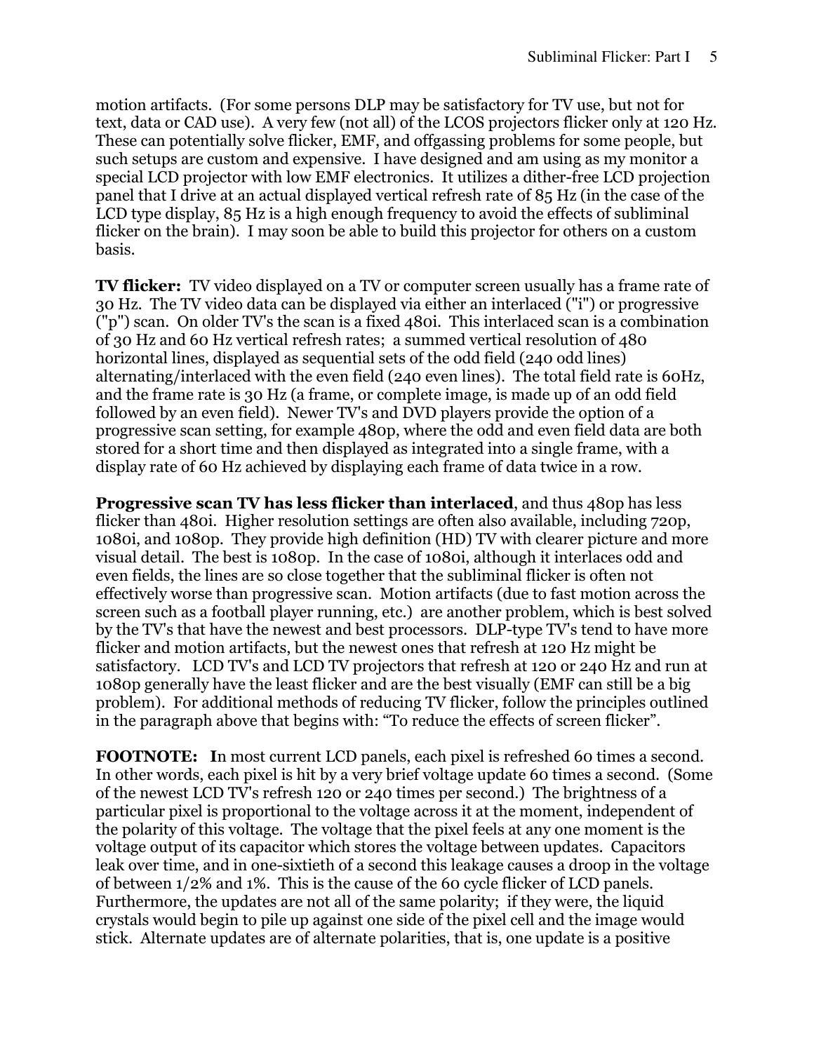motion artifacts. (For some persons DLP may be satisfactory for TV use, but not for text, data or CAD use). A very few (not all) of the LCOS projectors flicker only at 120 Hz. These can potentially solve flicker, EMF, and offgassing problems for some people, but such setups are custom and expensive. I have designed and am using as my monitor a special LCD projector with low EMF electronics. It utilizes a dither-free LCD projection panel that I drive at an actual displayed vertical refresh rate of 85 Hz (in the case of the LCD type display, 85 Hz is a high enough frequency to avoid the effects of subliminal flicker on the brain). I may soon be able to build this projector for others on a custom basis.

**TV flicker:** TV video displayed on a TV or computer screen usually has a frame rate of 30 Hz. The TV video data can be displayed via either an interlaced ("i") or progressive ("p") scan. On older TV's the scan is a fixed 480i. This interlaced scan is a combination of 30 Hz and 60 Hz vertical refresh rates; a summed vertical resolution of 480 horizontal lines, displayed as sequential sets of the odd field (240 odd lines) alternating/interlaced with the even field (240 even lines). The total field rate is 60Hz, and the frame rate is 30 Hz (a frame, or complete image, is made up of an odd field followed by an even field). Newer TV's and DVD players provide the option of a progressive scan setting, for example 480p, where the odd and even field data are both stored for a short time and then displayed as integrated into a single frame, with a display rate of 60 Hz achieved by displaying each frame of data twice in a row.

**Progressive scan TV has less flicker than interlaced**, and thus 480p has less flicker than 480i. Higher resolution settings are often also available, including 720p, 1080i, and 1080p. They provide high definition (HD) TV with clearer picture and more visual detail. The best is 1080p. In the case of 1080i, although it interlaces odd and even fields, the lines are so close together that the subliminal flicker is often not effectively worse than progressive scan. Motion artifacts (due to fast motion across the screen such as a football player running, etc.) are another problem, which is best solved by the TV's that have the newest and best processors. DLP-type TV's tend to have more flicker and motion artifacts, but the newest ones that refresh at 120 Hz might be satisfactory. LCD TV's and LCD TV projectors that refresh at 120 or 240 Hz and run at 1080p generally have the least flicker and are the best visually (EMF can still be a big problem). For additional methods of reducing TV flicker, follow the principles outlined in the paragraph above that begins with: "To reduce the effects of screen flicker".

**FOOTNOTE: I**n most current LCD panels, each pixel is refreshed 60 times a second. In other words, each pixel is hit by a very brief voltage update 60 times a second. (Some of the newest LCD TV's refresh 120 or 240 times per second.) The brightness of a particular pixel is proportional to the voltage across it at the moment, independent of the polarity of this voltage. The voltage that the pixel feels at any one moment is the voltage output of its capacitor which stores the voltage between updates. Capacitors leak over time, and in one-sixtieth of a second this leakage causes a droop in the voltage of between 1/2% and 1%. This is the cause of the 60 cycle flicker of LCD panels. Furthermore, the updates are not all of the same polarity; if they were, the liquid crystals would begin to pile up against one side of the pixel cell and the image would stick. Alternate updates are of alternate polarities, that is, one update is a positive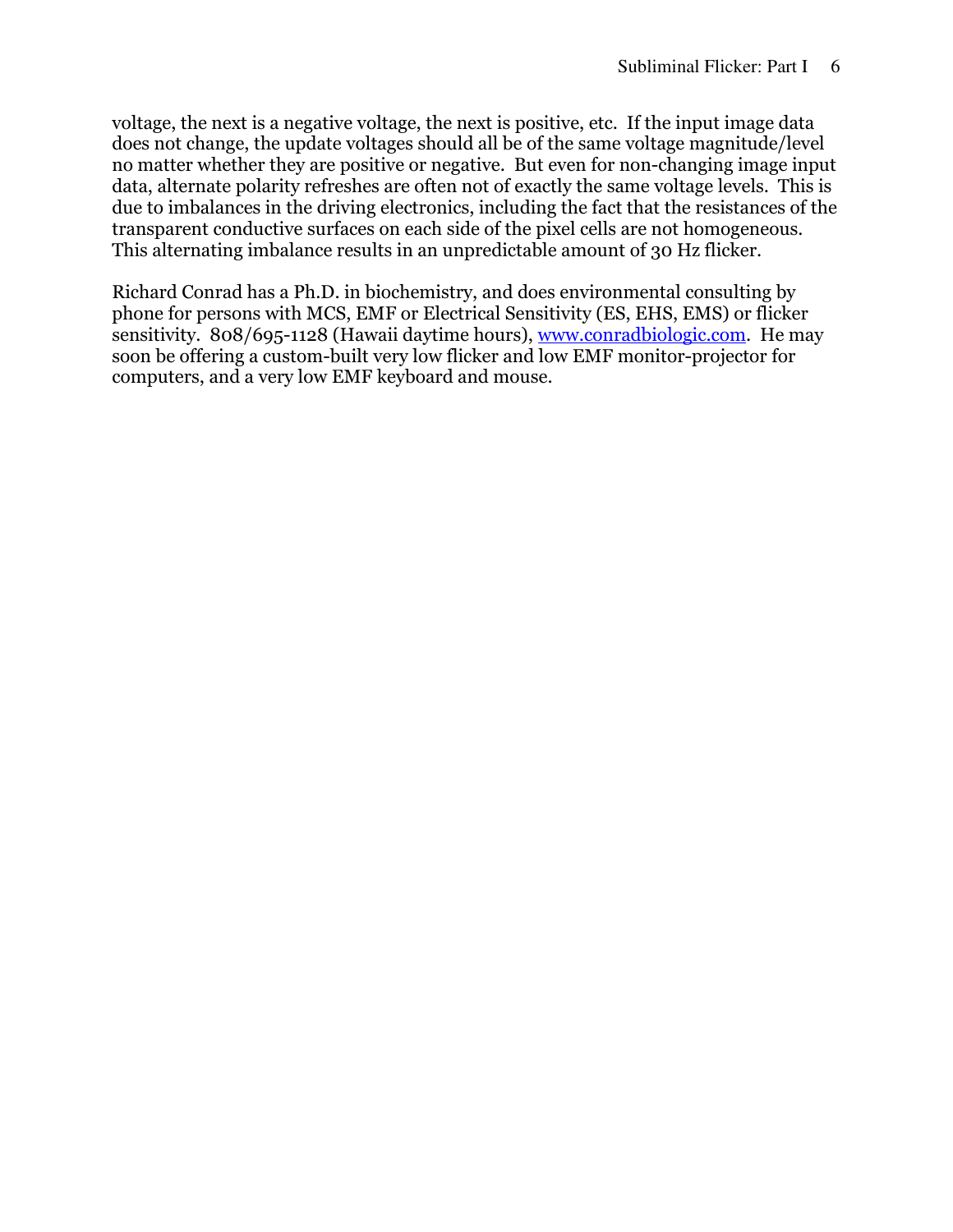voltage, the next is a negative voltage, the next is positive, etc. If the input image data does not change, the update voltages should all be of the same voltage magnitude/level no matter whether they are positive or negative. But even for non-changing image input data, alternate polarity refreshes are often not of exactly the same voltage levels. This is due to imbalances in the driving electronics, including the fact that the resistances of the transparent conductive surfaces on each side of the pixel cells are not homogeneous. This alternating imbalance results in an unpredictable amount of 30 Hz flicker.

Richard Conrad has a Ph.D. in biochemistry, and does environmental consulting by phone for persons with MCS, EMF or Electrical Sensitivity (ES, EHS, EMS) or flicker sensitivity. 808/695-1128 (Hawaii daytime hours), [www.conradbiologic.com](http://www.conradbiologic.com). He may soon be offering a custom-built very low flicker and low EMF monitor-projector for computers, and a very low EMF keyboard and mouse.